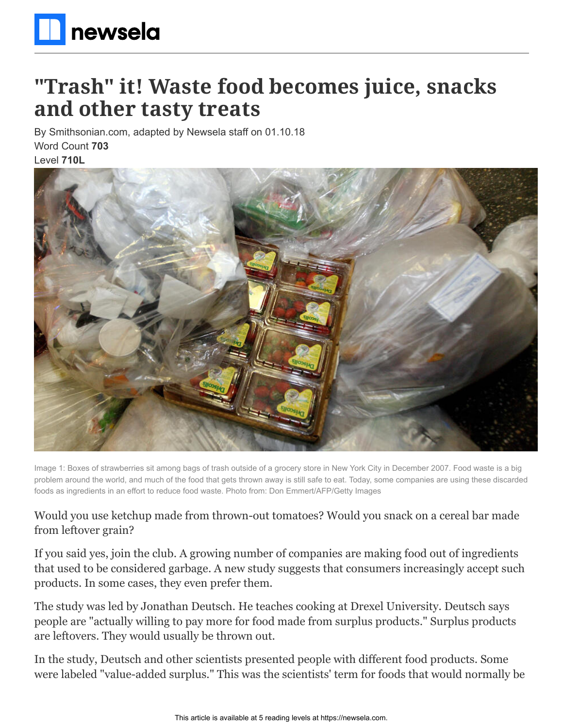# "Trash" it! Waste food becomes juice, snacks and other tasty treats

By Smithsonian.com, adapted by Newsela staff on 01.10.18

Word Count **703**

Level **710L**

Image 1: Boxes of strawberries sit among bags of trash outside of a grocery store in New York City in December 2007. Food waste is a big problem around the world, and much of the food that gets thrown away is still safe to eat. Today, some companies are using these discarded foods as ingredients in an effort to reduce food waste. Photo from: Don Emmert/AFP/Getty Images

Would you use ketchup made from thrown-out tomatoes? Would you snack on a cereal bar made from leftover grain?

If you said yes, join the club. A growing number of companies are making food out of ingredients that used to be considered garbage. A new study suggests that consumers increasingly accept such products. In some cases, they even prefer them.

The study was led by Jonathan Deutsch. He teaches cooking at Drexel University. Deutsch says people are "actually willing to pay more for food made from surplus products." Surplus products are leftovers. They would usually be thrown out.

In the study, Deutsch and other scientists presented people with different food products. Some were labeled "value-added surplus." This was the scientists' term for foods that would normally be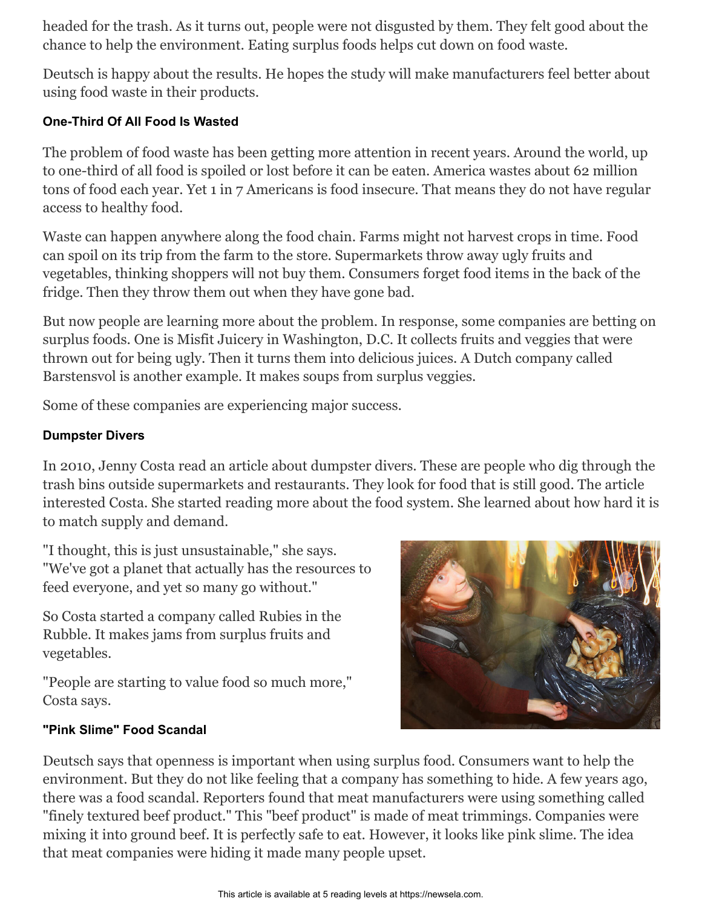headed for the trash. As it turns out, people were not disgusted by them. They felt good about the chance to help the environment. Eating surplus foods helps cut down on food waste.

Deutsch is happy about the results. He hopes the study will make manufacturers feel better about using food waste in their products.

#### One-Third Of All Food Is Wasted

The problem of food waste has been getting more attention in recent years. Around the world, up to one-third of all food is spoiled or lost before it can be eaten. America wastes about 62 million tons of food each year. Yet 1 in 7 Americans is food insecure. That means they do not have regular access to healthy food.

Waste can happen anywhere along the food chain. Farms might not harvest crops in time. Food can spoil on its trip from the farm to the store. Supermarkets throw away ugly fruits and vegetables, thinking shoppers will not buy them. Consumers forget food items in the back of the fridge. Then they throw them out when they have gone bad.

But now people are learning more about the problem. In response, some companies are betting on surplus foods. One is Misfit Juicery in Washington, D.C. It collects fruits and veggies that were thrown out for being ugly. Then it turns them into delicious juices. A Dutch company called Barstensvol is another example. It makes soups from surplus veggies.

Some of these companies are experiencing major success.

#### Dumpster Divers

In 2010, Jenny Costa read an article about dumpster divers. These are people who dig through the trash bins outside supermarkets and restaurants. They look for food that is still good. The article interested Costa. She started reading more about the food system. She learned about how hard it is to match supply and demand.

"I thought, this is just unsustainable," she says. "We've got a planet that actually has the resources to feed everyone, and yet so many go without."

So Costa started a company called Rubies in the Rubble. It makes jams from surplus fruits and vegetables.

"People are starting to value food so much more," Costa says.

#### "Pink Slime" Food Scandal

Deutsch says that openness is important when using surplus food. Consumers want to help the environment. But they do not like feeling that a company has something to hide. A few years ago, there was a food scandal. Reporters found that meat manufacturers were using something called "finely textured beef product." This "beef product" is made of meat trimmings. Companies were mixing it into ground beef. It is perfectly safe to eat. However, it looks like pink slime. The idea that meat companies were hiding it made many people upset.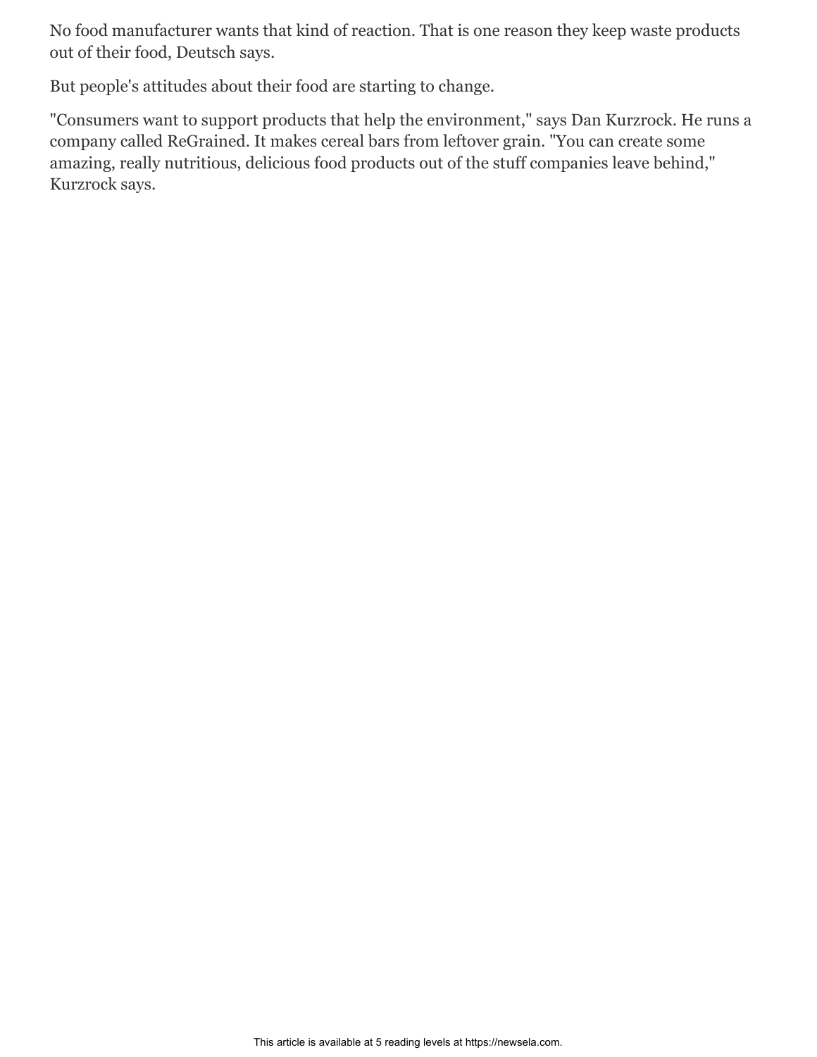No food manufacturer wants that kind of reaction. That is one reason they keep waste products out of their food, Deutsch says.

But people's attitudes about their food are starting to change.

"Consumers want to support products that help the environment," says Dan Kurzrock. He runs a company called ReGrained. It makes cereal bars from leftover grain. "You can create some amazing, really nutritious, delicious food products out of the stuff companies leave behind," Kurzrock says.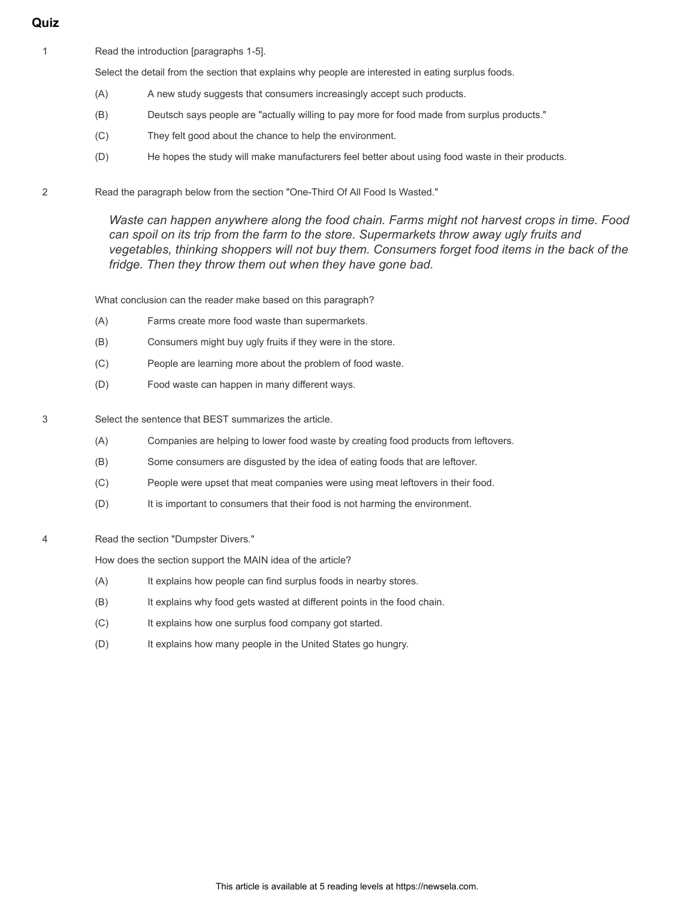## Quiz

1. Read the introduction [paragraphs 1-5].

   Select the detail from the section that explains why people are interested in eating surplus foods.

   (A) A new study suggests that consumers increasingly accept such products.

   (B) Deutsch says people are "actually willing to pay more for food made from surplus products."

   (C) They felt good about the chance to help the environment.

   (D) He hopes the study will make manufacturers feel better about using food waste in their products.

2. Read the paragraph below from the section "One-Third Of All Food Is Wasted."

   > *Waste can happen anywhere along the food chain. Farms might not harvest crops in time. Food can spoil on its trip from the farm to the store. Supermarkets throw away ugly fruits and vegetables, thinking shoppers will not buy them. Consumers forget food items in the back of the fridge. Then they throw them out when they have gone bad.*

   What conclusion can the reader make based on this paragraph?

   (A) Farms create more food waste than supermarkets.

   (B) Consumers might buy ugly fruits if they were in the store.

   (C) People are learning more about the problem of food waste.

   (D) Food waste can happen in many different ways.

3. Select the sentence that BEST summarizes the article.

   (A) Companies are helping to lower food waste by creating food products from leftovers.

   (B) Some consumers are disgusted by the idea of eating foods that are leftover.

   (C) People were upset that meat companies were using meat leftovers in their food.

   (D) It is important to consumers that their food is not harming the environment.

4. Read the section "Dumpster Divers."

   How does the section support the MAIN idea of the article?

   (A) It explains how people can find surplus foods in nearby stores.

   (B) It explains why food gets wasted at different points in the food chain.

   (C) It explains how one surplus food company got started.

   (D) It explains how many people in the United States go hungry.